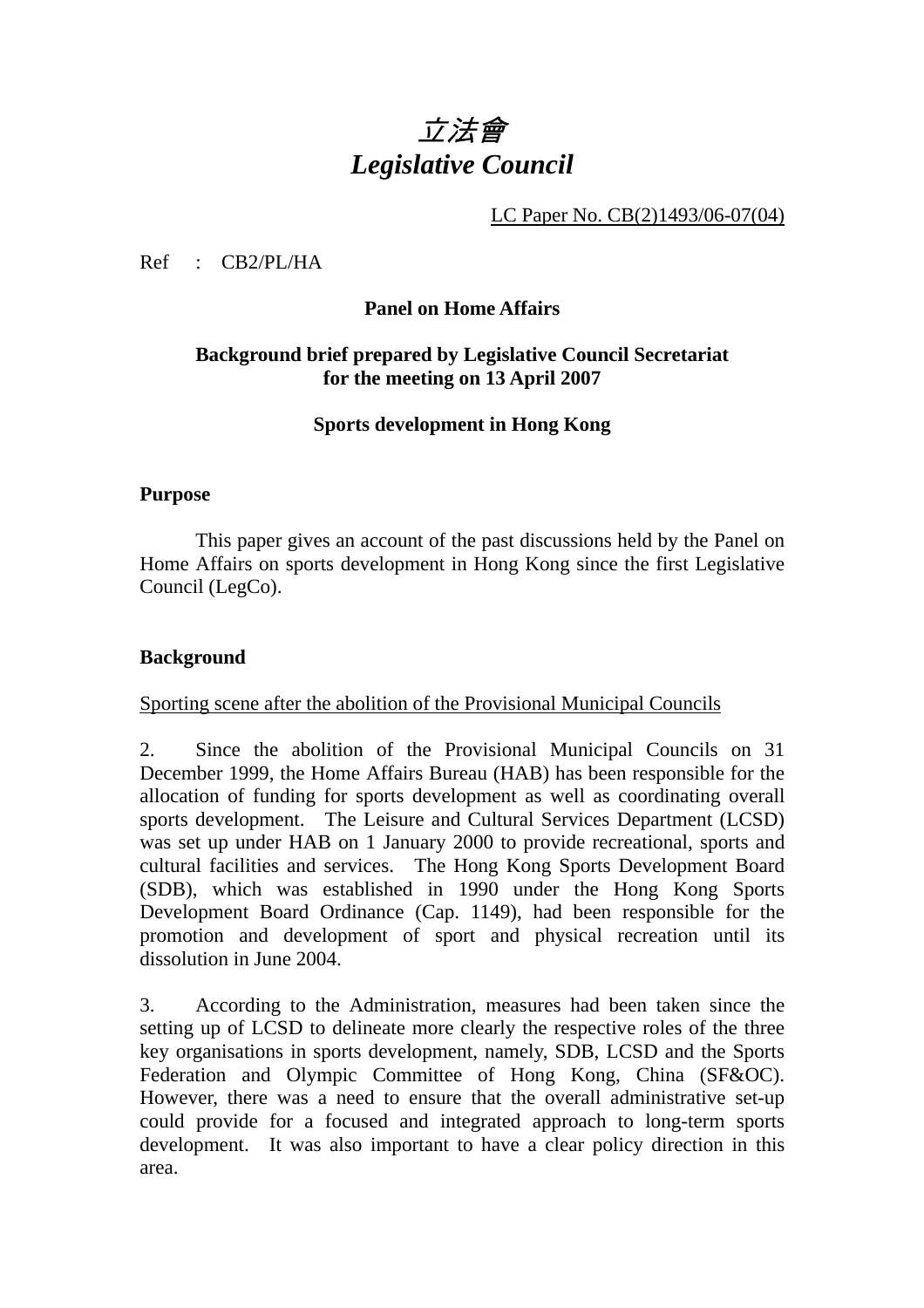# *立法會*
# *Legislative Council*

LC Paper No. CB(2)1493/06-07(04)

Ref : CB2/PL/HA

**Panel on Home Affairs**

**Background brief prepared by Legislative Council Secretariat for the meeting on 13 April 2007**

**Sports development in Hong Kong**

**Purpose**

This paper gives an account of the past discussions held by the Panel on Home Affairs on sports development in Hong Kong since the first Legislative Council (LegCo).

**Background**

Sporting scene after the abolition of the Provisional Municipal Councils

2. Since the abolition of the Provisional Municipal Councils on 31 December 1999, the Home Affairs Bureau (HAB) has been responsible for the allocation of funding for sports development as well as coordinating overall sports development. The Leisure and Cultural Services Department (LCSD) was set up under HAB on 1 January 2000 to provide recreational, sports and cultural facilities and services. The Hong Kong Sports Development Board (SDB), which was established in 1990 under the Hong Kong Sports Development Board Ordinance (Cap. 1149), had been responsible for the promotion and development of sport and physical recreation until its dissolution in June 2004.

3. According to the Administration, measures had been taken since the setting up of LCSD to delineate more clearly the respective roles of the three key organisations in sports development, namely, SDB, LCSD and the Sports Federation and Olympic Committee of Hong Kong, China (SF&OC). However, there was a need to ensure that the overall administrative set-up could provide for a focused and integrated approach to long-term sports development. It was also important to have a clear policy direction in this area.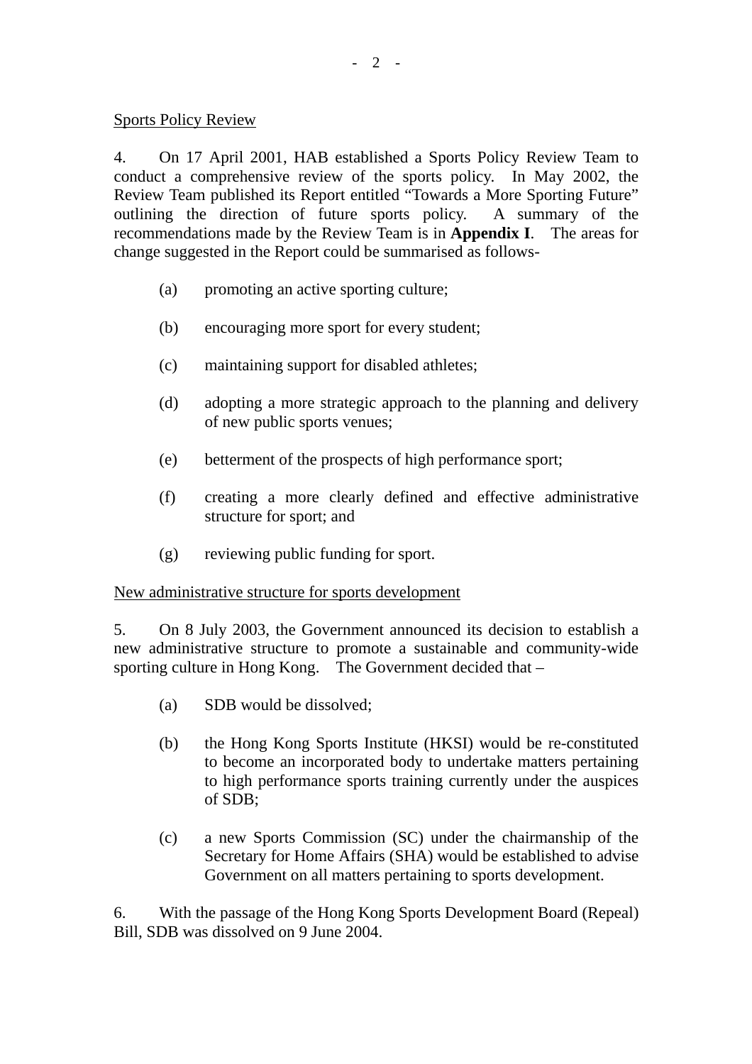<u>Sports Policy Review</u>

4. On 17 April 2001, HAB established a Sports Policy Review Team to conduct a comprehensive review of the sports policy. In May 2002, the Review Team published its Report entitled "Towards a More Sporting Future" outlining the direction of future sports policy. A summary of the recommendations made by the Review Team is in **Appendix I**. The areas for change suggested in the Report could be summarised as follows-

(a) promoting an active sporting culture;

(b) encouraging more sport for every student;

(c) maintaining support for disabled athletes;

(d) adopting a more strategic approach to the planning and delivery of new public sports venues;

(e) betterment of the prospects of high performance sport;

(f) creating a more clearly defined and effective administrative structure for sport; and

(g) reviewing public funding for sport.

<u>New administrative structure for sports development</u>

5. On 8 July 2003, the Government announced its decision to establish a new administrative structure to promote a sustainable and community-wide sporting culture in Hong Kong. The Government decided that –

(a) SDB would be dissolved;

(b) the Hong Kong Sports Institute (HKSI) would be re-constituted to become an incorporated body to undertake matters pertaining to high performance sports training currently under the auspices of SDB;

(c) a new Sports Commission (SC) under the chairmanship of the Secretary for Home Affairs (SHA) would be established to advise Government on all matters pertaining to sports development.

6. With the passage of the Hong Kong Sports Development Board (Repeal) Bill, SDB was dissolved on 9 June 2004.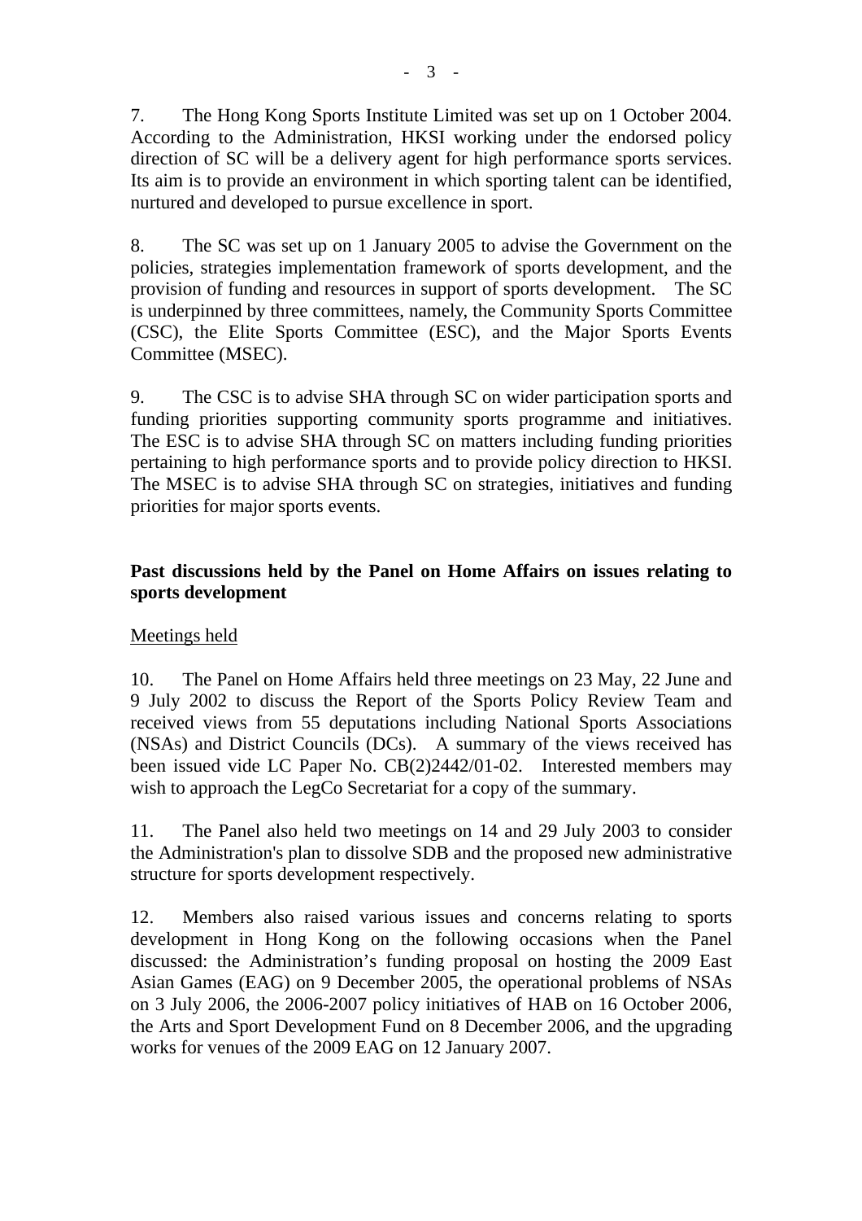7. The Hong Kong Sports Institute Limited was set up on 1 October 2004. According to the Administration, HKSI working under the endorsed policy direction of SC will be a delivery agent for high performance sports services. Its aim is to provide an environment in which sporting talent can be identified, nurtured and developed to pursue excellence in sport.

8. The SC was set up on 1 January 2005 to advise the Government on the policies, strategies implementation framework of sports development, and the provision of funding and resources in support of sports development. The SC is underpinned by three committees, namely, the Community Sports Committee (CSC), the Elite Sports Committee (ESC), and the Major Sports Events Committee (MSEC).

9. The CSC is to advise SHA through SC on wider participation sports and funding priorities supporting community sports programme and initiatives. The ESC is to advise SHA through SC on matters including funding priorities pertaining to high performance sports and to provide policy direction to HKSI. The MSEC is to advise SHA through SC on strategies, initiatives and funding priorities for major sports events.

**Past discussions held by the Panel on Home Affairs on issues relating to sports development**

Meetings held

10. The Panel on Home Affairs held three meetings on 23 May, 22 June and 9 July 2002 to discuss the Report of the Sports Policy Review Team and received views from 55 deputations including National Sports Associations (NSAs) and District Councils (DCs). A summary of the views received has been issued vide LC Paper No. CB(2)2442/01-02. Interested members may wish to approach the LegCo Secretariat for a copy of the summary.

11. The Panel also held two meetings on 14 and 29 July 2003 to consider the Administration's plan to dissolve SDB and the proposed new administrative structure for sports development respectively.

12. Members also raised various issues and concerns relating to sports development in Hong Kong on the following occasions when the Panel discussed: the Administration's funding proposal on hosting the 2009 East Asian Games (EAG) on 9 December 2005, the operational problems of NSAs on 3 July 2006, the 2006-2007 policy initiatives of HAB on 16 October 2006, the Arts and Sport Development Fund on 8 December 2006, and the upgrading works for venues of the 2009 EAG on 12 January 2007.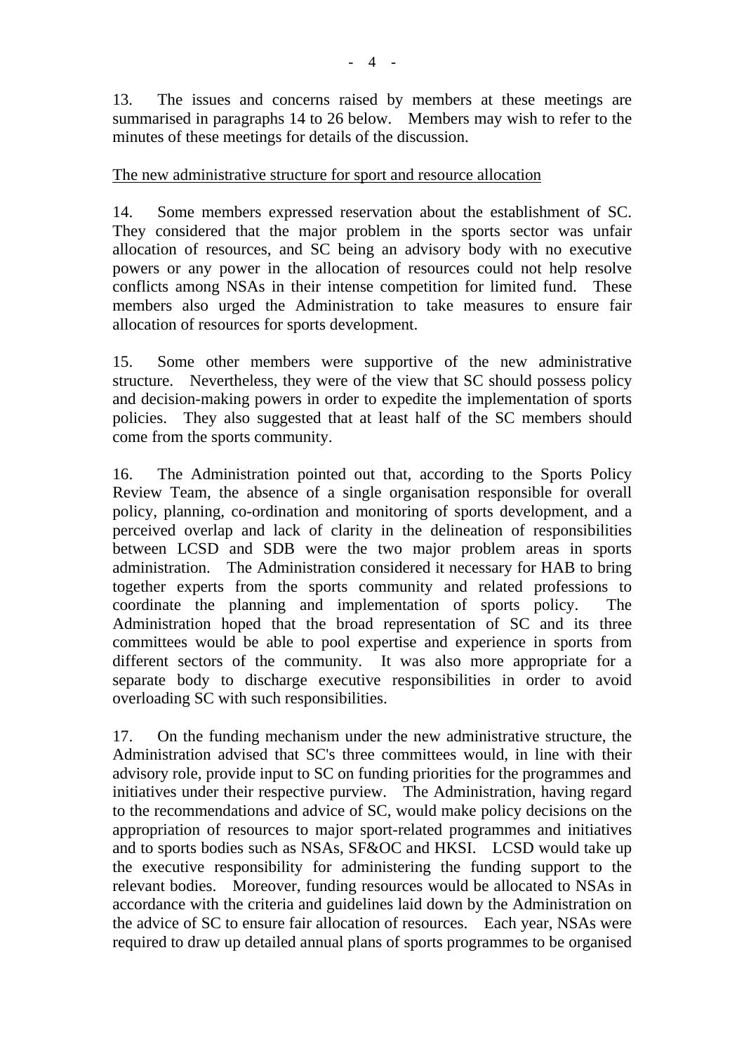13. The issues and concerns raised by members at these meetings are summarised in paragraphs 14 to 26 below. Members may wish to refer to the minutes of these meetings for details of the discussion.

<u>The new administrative structure for sport and resource allocation</u>

14. Some members expressed reservation about the establishment of SC. They considered that the major problem in the sports sector was unfair allocation of resources, and SC being an advisory body with no executive powers or any power in the allocation of resources could not help resolve conflicts among NSAs in their intense competition for limited fund. These members also urged the Administration to take measures to ensure fair allocation of resources for sports development.

15. Some other members were supportive of the new administrative structure. Nevertheless, they were of the view that SC should possess policy and decision-making powers in order to expedite the implementation of sports policies. They also suggested that at least half of the SC members should come from the sports community.

16. The Administration pointed out that, according to the Sports Policy Review Team, the absence of a single organisation responsible for overall policy, planning, co-ordination and monitoring of sports development, and a perceived overlap and lack of clarity in the delineation of responsibilities between LCSD and SDB were the two major problem areas in sports administration. The Administration considered it necessary for HAB to bring together experts from the sports community and related professions to coordinate the planning and implementation of sports policy. The Administration hoped that the broad representation of SC and its three committees would be able to pool expertise and experience in sports from different sectors of the community. It was also more appropriate for a separate body to discharge executive responsibilities in order to avoid overloading SC with such responsibilities.

17. On the funding mechanism under the new administrative structure, the Administration advised that SC's three committees would, in line with their advisory role, provide input to SC on funding priorities for the programmes and initiatives under their respective purview. The Administration, having regard to the recommendations and advice of SC, would make policy decisions on the appropriation of resources to major sport-related programmes and initiatives and to sports bodies such as NSAs, SF&OC and HKSI. LCSD would take up the executive responsibility for administering the funding support to the relevant bodies. Moreover, funding resources would be allocated to NSAs in accordance with the criteria and guidelines laid down by the Administration on the advice of SC to ensure fair allocation of resources. Each year, NSAs were required to draw up detailed annual plans of sports programmes to be organised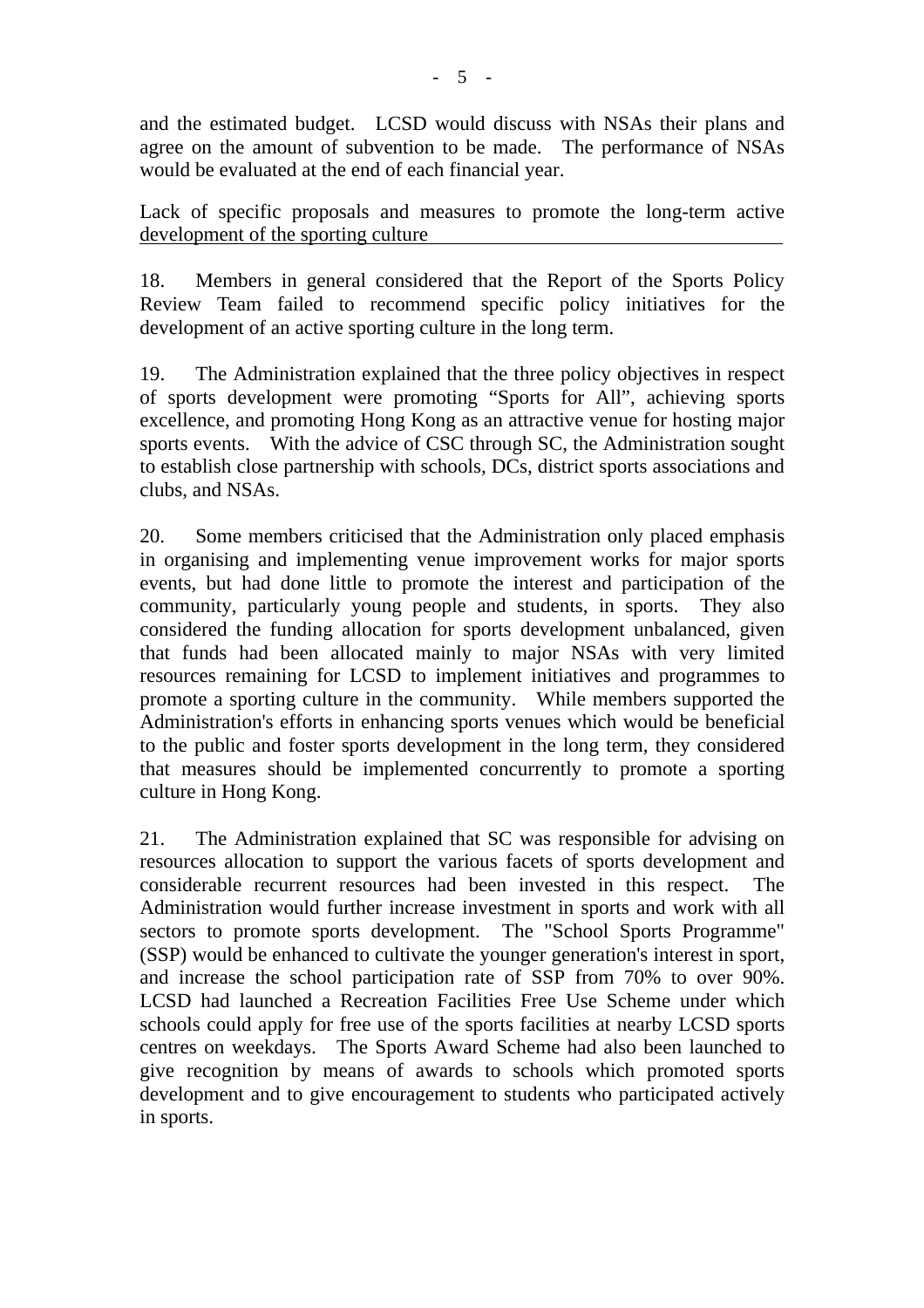and the estimated budget. LCSD would discuss with NSAs their plans and agree on the amount of subvention to be made. The performance of NSAs would be evaluated at the end of each financial year.

Lack of specific proposals and measures to promote the long-term active development of the sporting culture

18. Members in general considered that the Report of the Sports Policy Review Team failed to recommend specific policy initiatives for the development of an active sporting culture in the long term.

19. The Administration explained that the three policy objectives in respect of sports development were promoting "Sports for All", achieving sports excellence, and promoting Hong Kong as an attractive venue for hosting major sports events. With the advice of CSC through SC, the Administration sought to establish close partnership with schools, DCs, district sports associations and clubs, and NSAs.

20. Some members criticised that the Administration only placed emphasis in organising and implementing venue improvement works for major sports events, but had done little to promote the interest and participation of the community, particularly young people and students, in sports. They also considered the funding allocation for sports development unbalanced, given that funds had been allocated mainly to major NSAs with very limited resources remaining for LCSD to implement initiatives and programmes to promote a sporting culture in the community. While members supported the Administration's efforts in enhancing sports venues which would be beneficial to the public and foster sports development in the long term, they considered that measures should be implemented concurrently to promote a sporting culture in Hong Kong.

21. The Administration explained that SC was responsible for advising on resources allocation to support the various facets of sports development and considerable recurrent resources had been invested in this respect. The Administration would further increase investment in sports and work with all sectors to promote sports development. The "School Sports Programme" (SSP) would be enhanced to cultivate the younger generation's interest in sport, and increase the school participation rate of SSP from 70% to over 90%. LCSD had launched a Recreation Facilities Free Use Scheme under which schools could apply for free use of the sports facilities at nearby LCSD sports centres on weekdays. The Sports Award Scheme had also been launched to give recognition by means of awards to schools which promoted sports development and to give encouragement to students who participated actively in sports.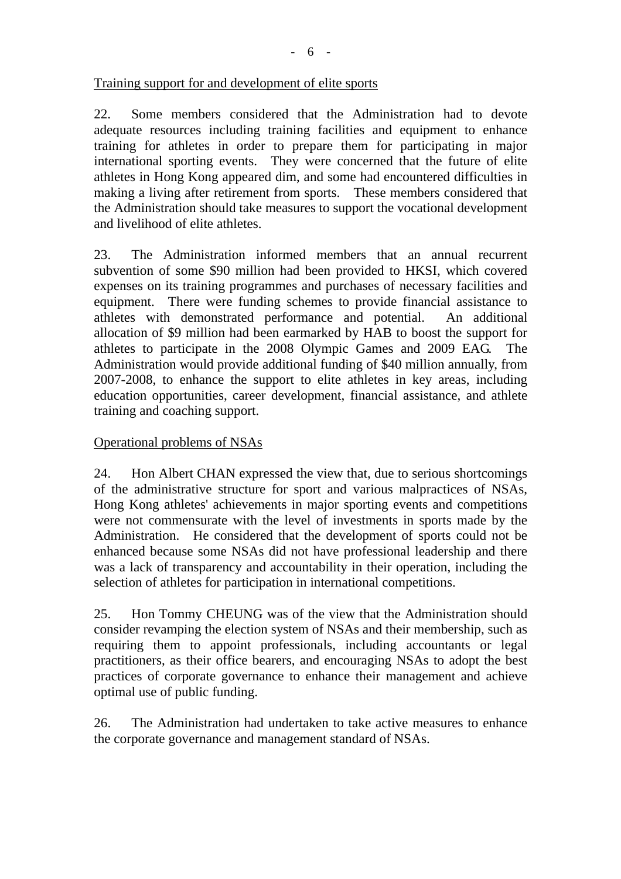Training support for and development of elite sports

22. Some members considered that the Administration had to devote adequate resources including training facilities and equipment to enhance training for athletes in order to prepare them for participating in major international sporting events. They were concerned that the future of elite athletes in Hong Kong appeared dim, and some had encountered difficulties in making a living after retirement from sports. These members considered that the Administration should take measures to support the vocational development and livelihood of elite athletes.

23. The Administration informed members that an annual recurrent subvention of some $90 million had been provided to HKSI, which covered expenses on its training programmes and purchases of necessary facilities and equipment. There were funding schemes to provide financial assistance to athletes with demonstrated performance and potential. An additional allocation of $9 million had been earmarked by HAB to boost the support for athletes to participate in the 2008 Olympic Games and 2009 EAG. The Administration would provide additional funding of $40 million annually, from 2007-2008, to enhance the support to elite athletes in key areas, including education opportunities, career development, financial assistance, and athlete training and coaching support.

Operational problems of NSAs

24. Hon Albert CHAN expressed the view that, due to serious shortcomings of the administrative structure for sport and various malpractices of NSAs, Hong Kong athletes' achievements in major sporting events and competitions were not commensurate with the level of investments in sports made by the Administration. He considered that the development of sports could not be enhanced because some NSAs did not have professional leadership and there was a lack of transparency and accountability in their operation, including the selection of athletes for participation in international competitions.

25. Hon Tommy CHEUNG was of the view that the Administration should consider revamping the election system of NSAs and their membership, such as requiring them to appoint professionals, including accountants or legal practitioners, as their office bearers, and encouraging NSAs to adopt the best practices of corporate governance to enhance their management and achieve optimal use of public funding.

26. The Administration had undertaken to take active measures to enhance the corporate governance and management standard of NSAs.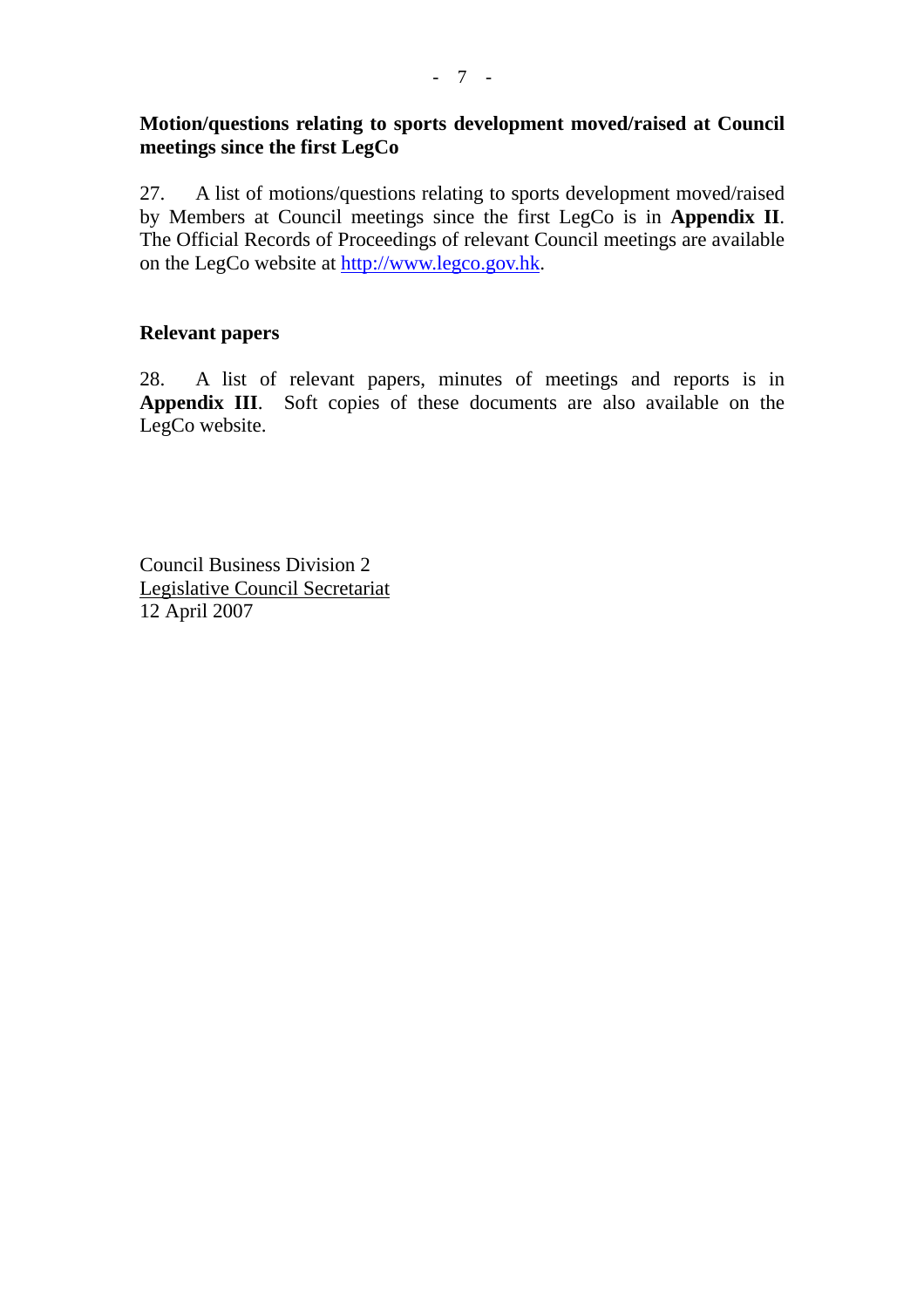**Motion/questions relating to sports development moved/raised at Council meetings since the first LegCo**

27. A list of motions/questions relating to sports development moved/raised by Members at Council meetings since the first LegCo is in **Appendix II**. The Official Records of Proceedings of relevant Council meetings are available on the LegCo website at [http://www.legco.gov.hk](http://www.legco.gov.hk).

**Relevant papers**

28. A list of relevant papers, minutes of meetings and reports is in **Appendix III**. Soft copies of these documents are also available on the LegCo website.

Council Business Division 2
Legislative Council Secretariat
12 April 2007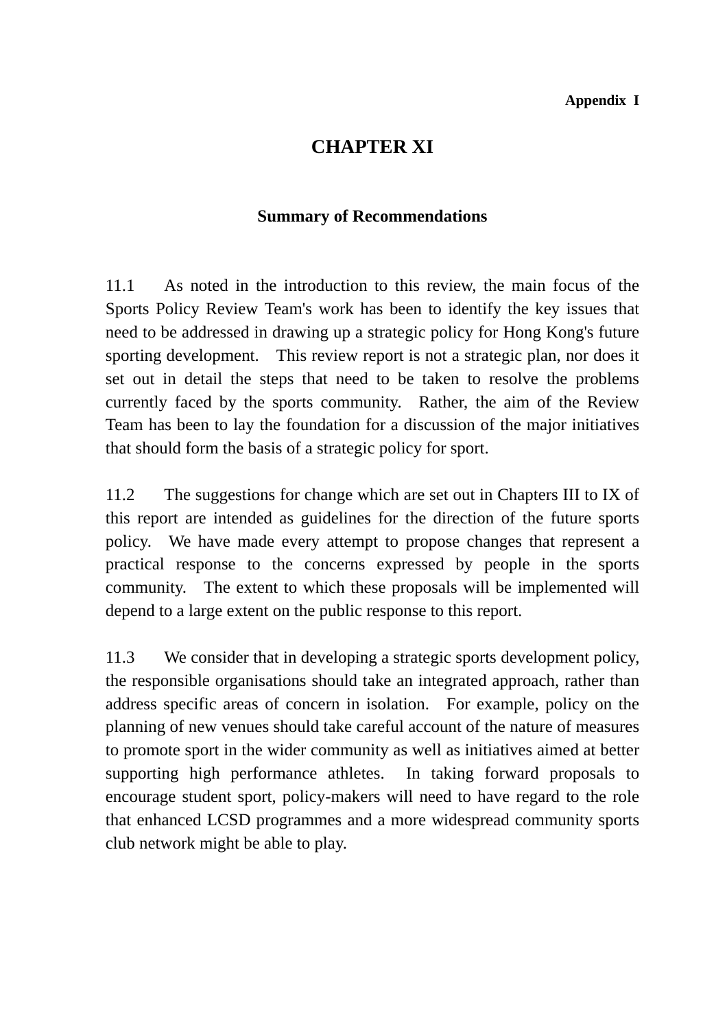**Appendix I**

# CHAPTER XI

## Summary of Recommendations

11.1 As noted in the introduction to this review, the main focus of the Sports Policy Review Team's work has been to identify the key issues that need to be addressed in drawing up a strategic policy for Hong Kong's future sporting development. This review report is not a strategic plan, nor does it set out in detail the steps that need to be taken to resolve the problems currently faced by the sports community. Rather, the aim of the Review Team has been to lay the foundation for a discussion of the major initiatives that should form the basis of a strategic policy for sport.

11.2 The suggestions for change which are set out in Chapters III to IX of this report are intended as guidelines for the direction of the future sports policy. We have made every attempt to propose changes that represent a practical response to the concerns expressed by people in the sports community. The extent to which these proposals will be implemented will depend to a large extent on the public response to this report.

11.3 We consider that in developing a strategic sports development policy, the responsible organisations should take an integrated approach, rather than address specific areas of concern in isolation. For example, policy on the planning of new venues should take careful account of the nature of measures to promote sport in the wider community as well as initiatives aimed at better supporting high performance athletes. In taking forward proposals to encourage student sport, policy-makers will need to have regard to the role that enhanced LCSD programmes and a more widespread community sports club network might be able to play.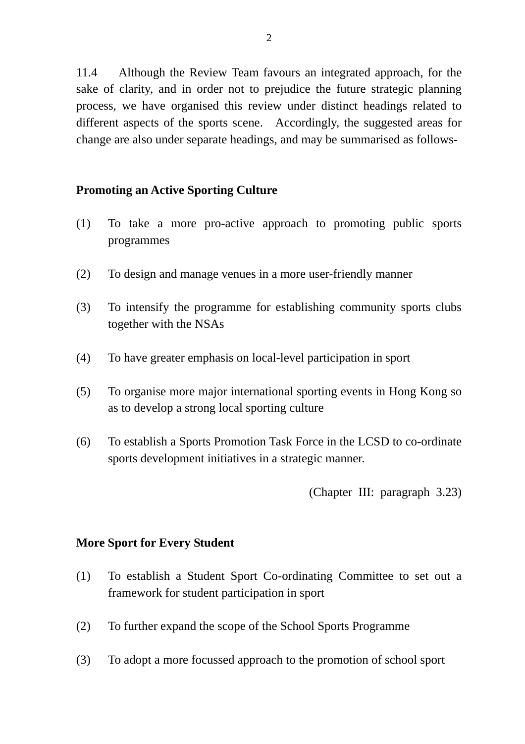11.4 Although the Review Team favours an integrated approach, for the sake of clarity, and in order not to prejudice the future strategic planning process, we have organised this review under distinct headings related to different aspects of the sports scene. Accordingly, the suggested areas for change are also under separate headings, and may be summarised as follows-

**Promoting an Active Sporting Culture**

(1) To take a more pro-active approach to promoting public sports programmes

(2) To design and manage venues in a more user-friendly manner

(3) To intensify the programme for establishing community sports clubs together with the NSAs

(4) To have greater emphasis on local-level participation in sport

(5) To organise more major international sporting events in Hong Kong so as to develop a strong local sporting culture

(6) To establish a Sports Promotion Task Force in the LCSD to co-ordinate sports development initiatives in a strategic manner.

(Chapter III: paragraph 3.23)

**More Sport for Every Student**

(1) To establish a Student Sport Co-ordinating Committee to set out a framework for student participation in sport

(2) To further expand the scope of the School Sports Programme

(3) To adopt a more focussed approach to the promotion of school sport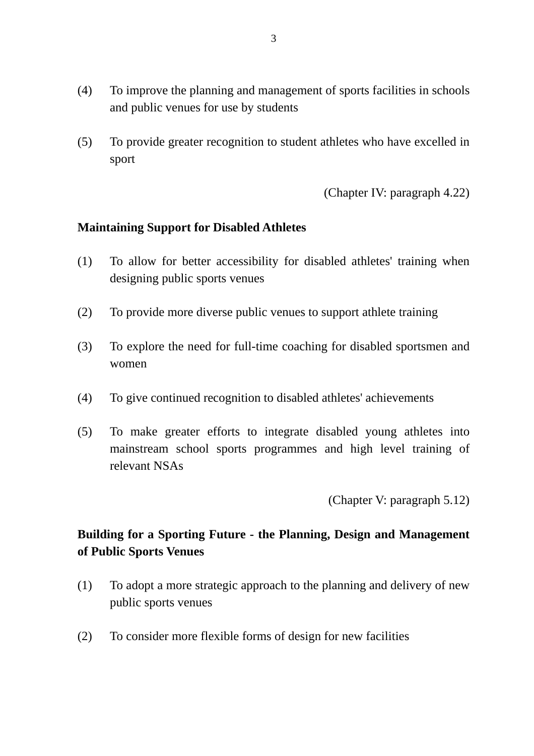(4) To improve the planning and management of sports facilities in schools and public venues for use by students

(5) To provide greater recognition to student athletes who have excelled in sport

(Chapter IV: paragraph 4.22)

**Maintaining Support for Disabled Athletes**

(1) To allow for better accessibility for disabled athletes' training when designing public sports venues

(2) To provide more diverse public venues to support athlete training

(3) To explore the need for full-time coaching for disabled sportsmen and women

(4) To give continued recognition to disabled athletes' achievements

(5) To make greater efforts to integrate disabled young athletes into mainstream school sports programmes and high level training of relevant NSAs

(Chapter V: paragraph 5.12)

**Building for a Sporting Future - the Planning, Design and Management of Public Sports Venues**

(1) To adopt a more strategic approach to the planning and delivery of new public sports venues

(2) To consider more flexible forms of design for new facilities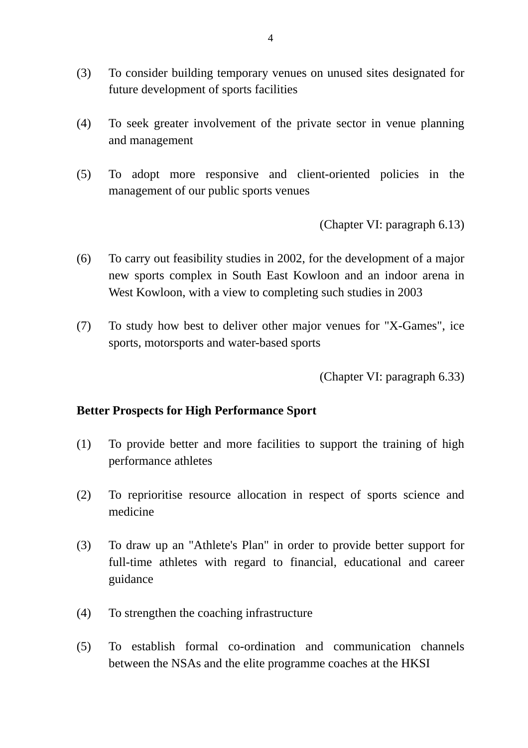(3) To consider building temporary venues on unused sites designated for future development of sports facilities

(4) To seek greater involvement of the private sector in venue planning and management

(5) To adopt more responsive and client-oriented policies in the management of our public sports venues

(Chapter VI: paragraph 6.13)

(6) To carry out feasibility studies in 2002, for the development of a major new sports complex in South East Kowloon and an indoor arena in West Kowloon, with a view to completing such studies in 2003

(7) To study how best to deliver other major venues for "X-Games", ice sports, motorsports and water-based sports

(Chapter VI: paragraph 6.33)

**Better Prospects for High Performance Sport**

(1) To provide better and more facilities to support the training of high performance athletes

(2) To reprioritise resource allocation in respect of sports science and medicine

(3) To draw up an "Athlete's Plan" in order to provide better support for full-time athletes with regard to financial, educational and career guidance

(4) To strengthen the coaching infrastructure

(5) To establish formal co-ordination and communication channels between the NSAs and the elite programme coaches at the HKSI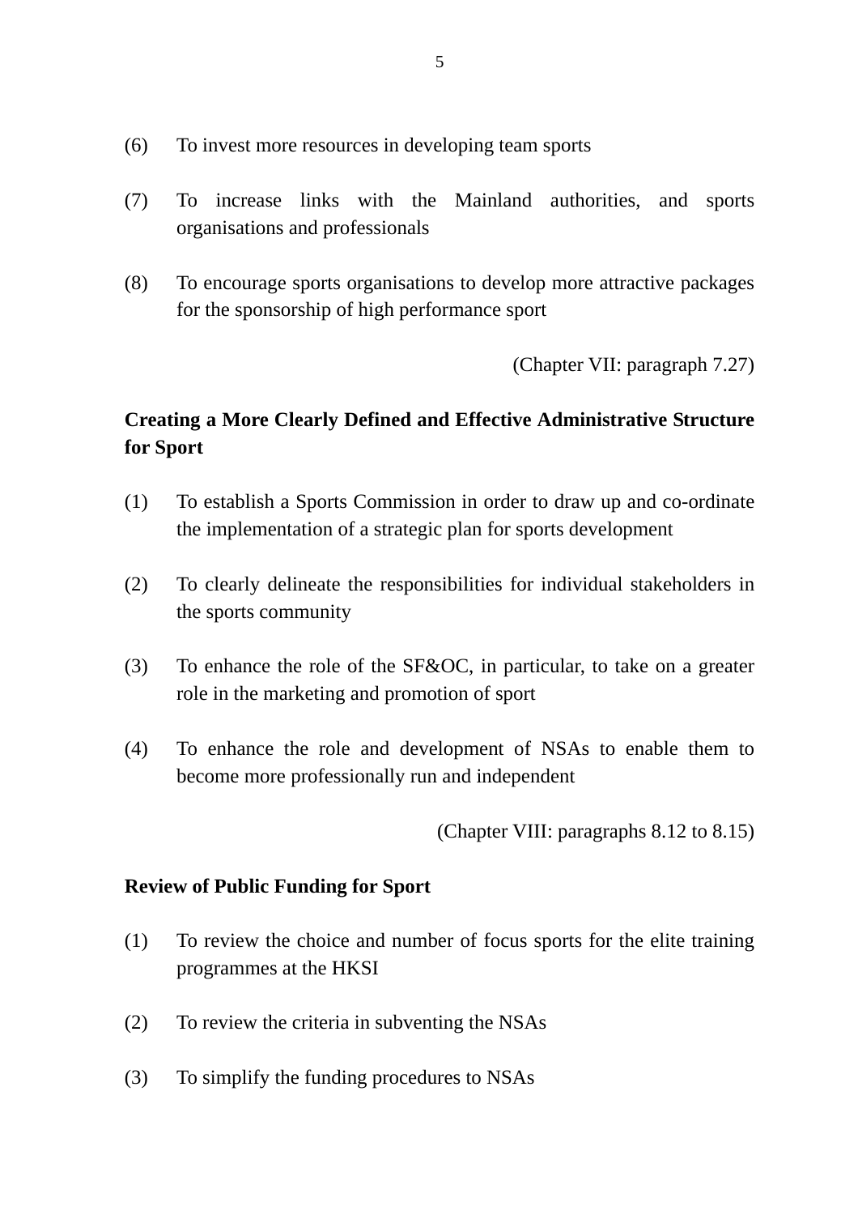(6) To invest more resources in developing team sports

(7) To increase links with the Mainland authorities, and sports organisations and professionals

(8) To encourage sports organisations to develop more attractive packages for the sponsorship of high performance sport

(Chapter VII: paragraph 7.27)

**Creating a More Clearly Defined and Effective Administrative Structure for Sport**

(1) To establish a Sports Commission in order to draw up and co-ordinate the implementation of a strategic plan for sports development

(2) To clearly delineate the responsibilities for individual stakeholders in the sports community

(3) To enhance the role of the SF&OC, in particular, to take on a greater role in the marketing and promotion of sport

(4) To enhance the role and development of NSAs to enable them to become more professionally run and independent

(Chapter VIII: paragraphs 8.12 to 8.15)

**Review of Public Funding for Sport**

(1) To review the choice and number of focus sports for the elite training programmes at the HKSI

(2) To review the criteria in subventing the NSAs

(3) To simplify the funding procedures to NSAs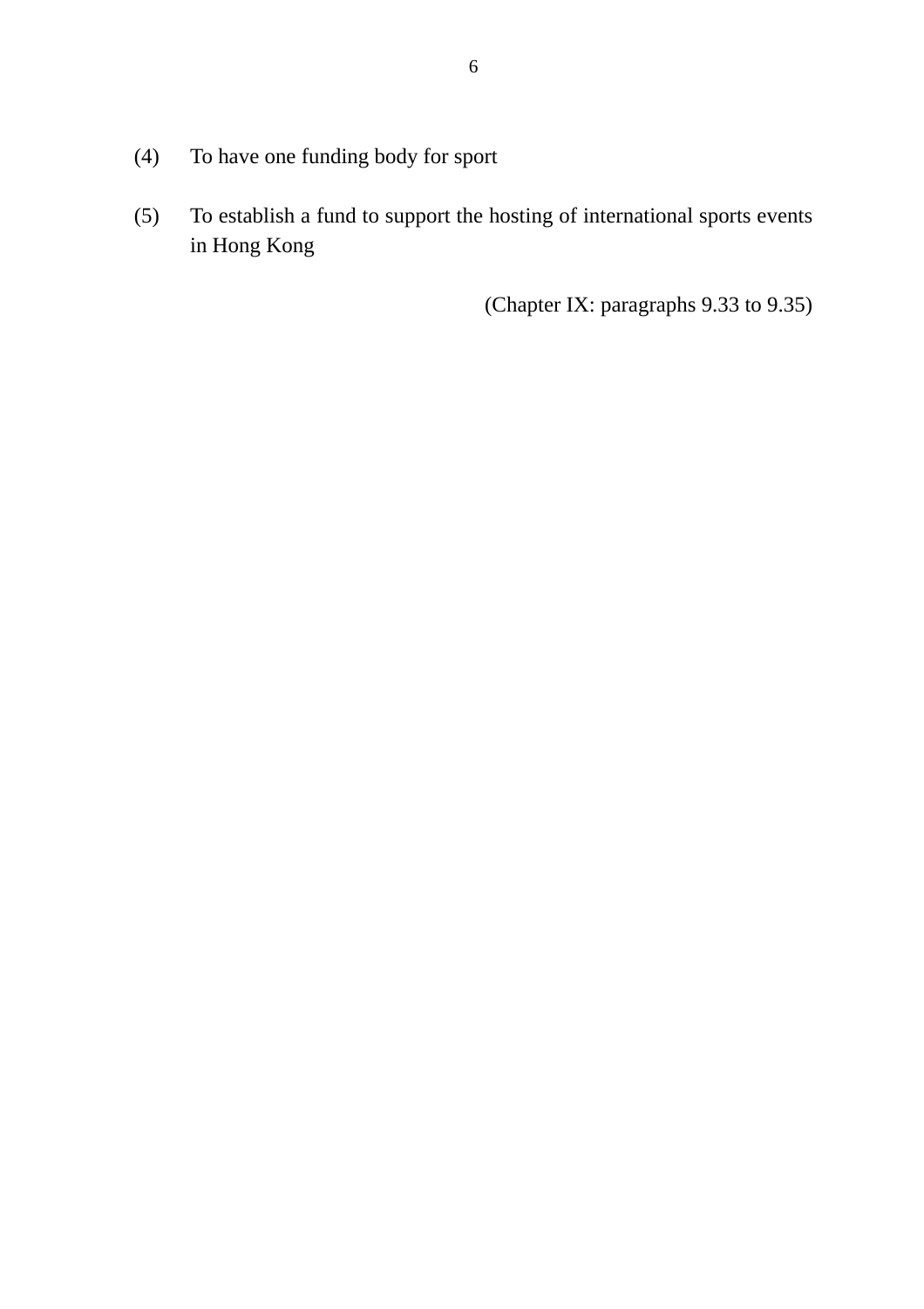(4) To have one funding body for sport

(5) To establish a fund to support the hosting of international sports events in Hong Kong

(Chapter IX: paragraphs 9.33 to 9.35)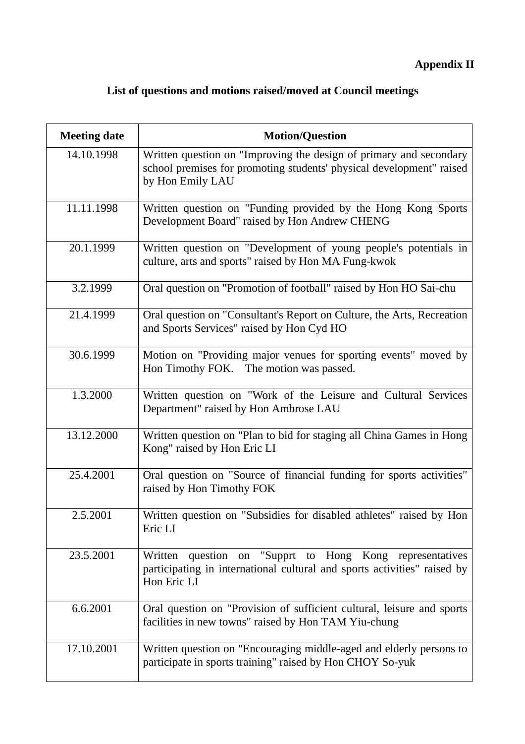**Appendix II**

## List of questions and motions raised/moved at Council meetings

| Meeting date | Motion/Question |
|---|---|
| 14.10.1998 | Written question on "Improving the design of primary and secondary school premises for promoting students' physical development" raised by Hon Emily LAU |
| 11.11.1998 | Written question on "Funding provided by the Hong Kong Sports Development Board" raised by Hon Andrew CHENG |
| 20.1.1999 | Written question on "Development of young people's potentials in culture, arts and sports" raised by Hon MA Fung-kwok |
| 3.2.1999 | Oral question on "Promotion of football" raised by Hon HO Sai-chu |
| 21.4.1999 | Oral question on "Consultant's Report on Culture, the Arts, Recreation and Sports Services" raised by Hon Cyd HO |
| 30.6.1999 | Motion on "Providing major venues for sporting events" moved by Hon Timothy FOK. The motion was passed. |
| 1.3.2000 | Written question on "Work of the Leisure and Cultural Services Department" raised by Hon Ambrose LAU |
| 13.12.2000 | Written question on "Plan to bid for staging all China Games in Hong Kong" raised by Hon Eric LI |
| 25.4.2001 | Oral question on "Source of financial funding for sports activities" raised by Hon Timothy FOK |
| 2.5.2001 | Written question on "Subsidies for disabled athletes" raised by Hon Eric LI |
| 23.5.2001 | Written question on "Supprt to Hong Kong representatives participating in international cultural and sports activities" raised by Hon Eric LI |
| 6.6.2001 | Oral question on "Provision of sufficient cultural, leisure and sports facilities in new towns" raised by Hon TAM Yiu-chung |
| 17.10.2001 | Written question on "Encouraging middle-aged and elderly persons to participate in sports training" raised by Hon CHOY So-yuk |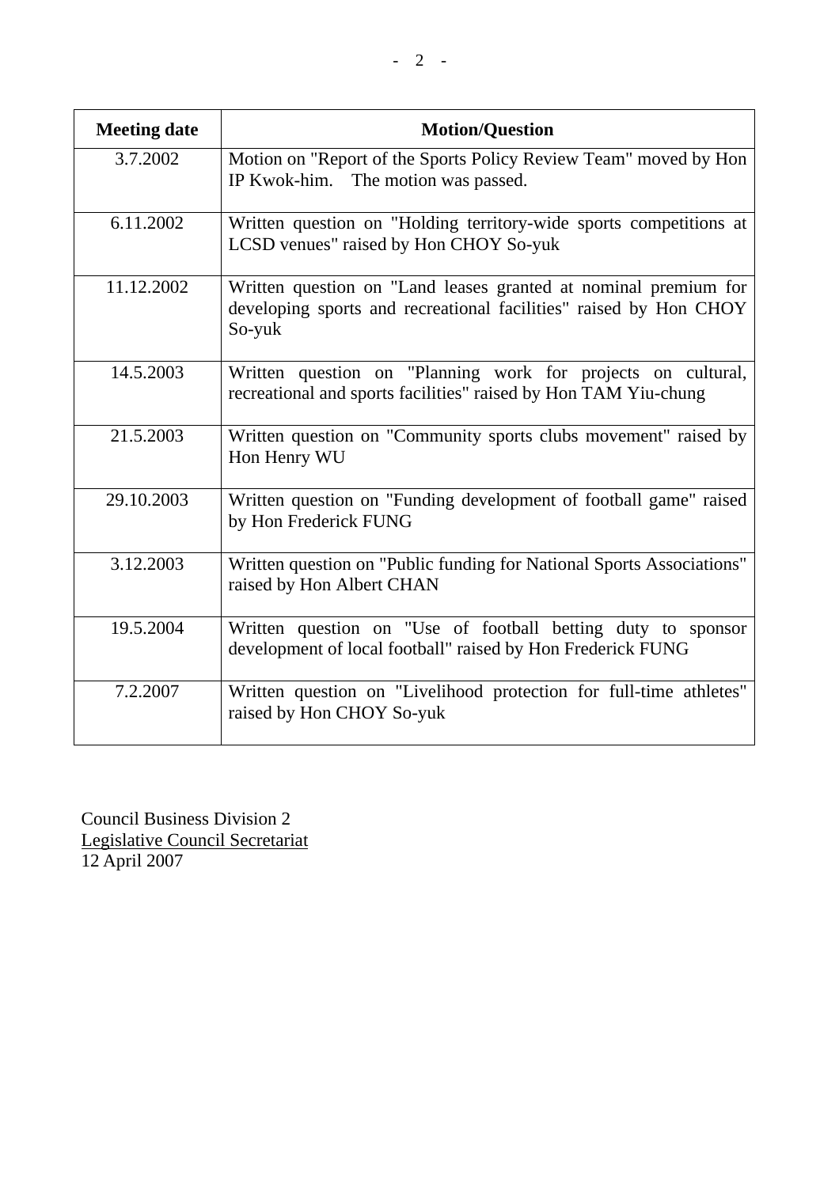| Meeting date | Motion/Question |
|---|---|
| 3.7.2002 | Motion on "Report of the Sports Policy Review Team" moved by Hon IP Kwok-him. The motion was passed. |
| 6.11.2002 | Written question on "Holding territory-wide sports competitions at LCSD venues" raised by Hon CHOY So-yuk |
| 11.12.2002 | Written question on "Land leases granted at nominal premium for developing sports and recreational facilities" raised by Hon CHOY So-yuk |
| 14.5.2003 | Written question on "Planning work for projects on cultural, recreational and sports facilities" raised by Hon TAM Yiu-chung |
| 21.5.2003 | Written question on "Community sports clubs movement" raised by Hon Henry WU |
| 29.10.2003 | Written question on "Funding development of football game" raised by Hon Frederick FUNG |
| 3.12.2003 | Written question on "Public funding for National Sports Associations" raised by Hon Albert CHAN |
| 19.5.2004 | Written question on "Use of football betting duty to sponsor development of local football" raised by Hon Frederick FUNG |
| 7.2.2007 | Written question on "Livelihood protection for full-time athletes" raised by Hon CHOY So-yuk |

Council Business Division 2
Legislative Council Secretariat
12 April 2007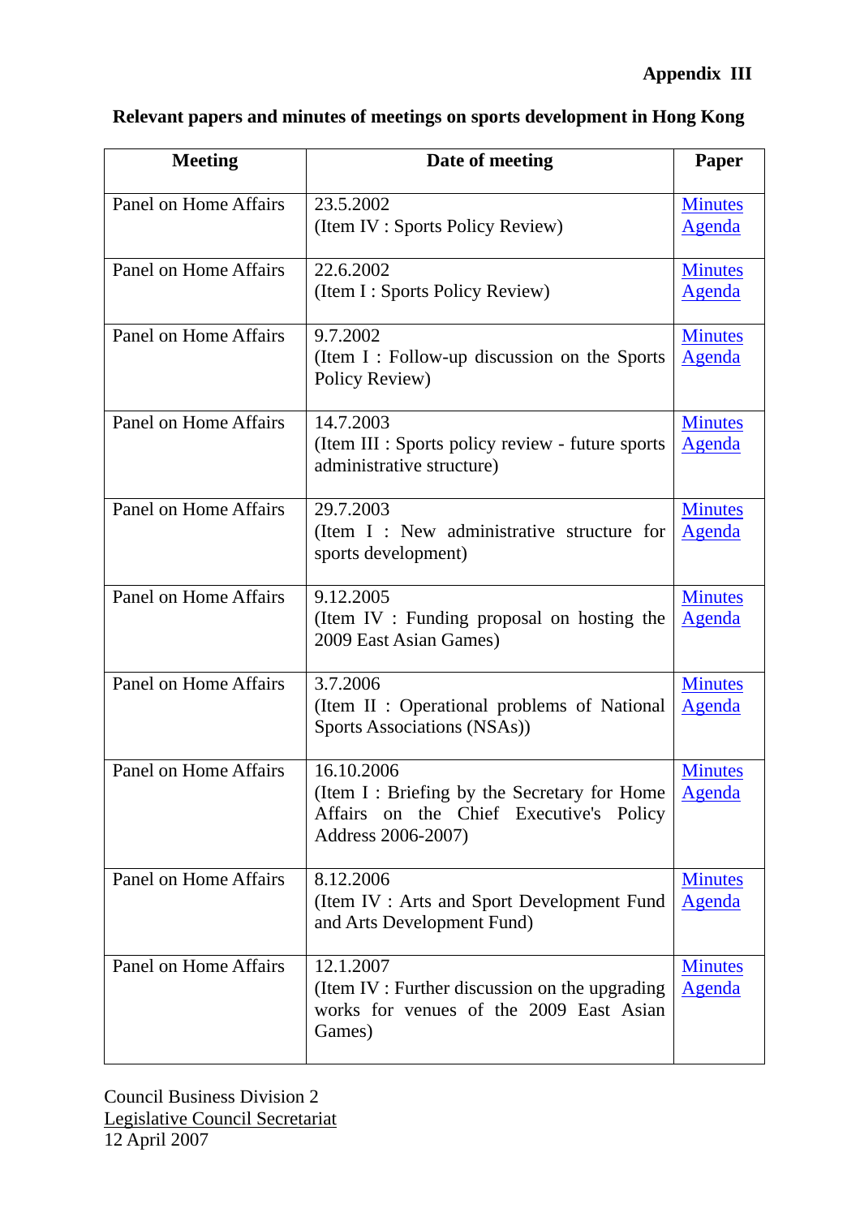**Appendix III**

**Relevant papers and minutes of meetings on sports development in Hong Kong**

| Meeting | Date of meeting | Paper |
|---|---|---|
| Panel on Home Affairs | 23.5.2002<br>(Item IV : Sports Policy Review) | Minutes<br>Agenda |
| Panel on Home Affairs | 22.6.2002<br>(Item I : Sports Policy Review) | Minutes<br>Agenda |
| Panel on Home Affairs | 9.7.2002<br>(Item I : Follow-up discussion on the Sports Policy Review) | Minutes<br>Agenda |
| Panel on Home Affairs | 14.7.2003<br>(Item III : Sports policy review - future sports administrative structure) | Minutes<br>Agenda |
| Panel on Home Affairs | 29.7.2003<br>(Item I : New administrative structure for sports development) | Minutes<br>Agenda |
| Panel on Home Affairs | 9.12.2005<br>(Item IV : Funding proposal on hosting the 2009 East Asian Games) | Minutes<br>Agenda |
| Panel on Home Affairs | 3.7.2006<br>(Item II : Operational problems of National Sports Associations (NSAs)) | Minutes<br>Agenda |
| Panel on Home Affairs | 16.10.2006<br>(Item I : Briefing by the Secretary for Home Affairs on the Chief Executive's Policy Address 2006-2007) | Minutes<br>Agenda |
| Panel on Home Affairs | 8.12.2006<br>(Item IV : Arts and Sport Development Fund and Arts Development Fund) | Minutes<br>Agenda |
| Panel on Home Affairs | 12.1.2007<br>(Item IV : Further discussion on the upgrading works for venues of the 2009 East Asian Games) | Minutes<br>Agenda |

Council Business Division 2
Legislative Council Secretariat
12 April 2007